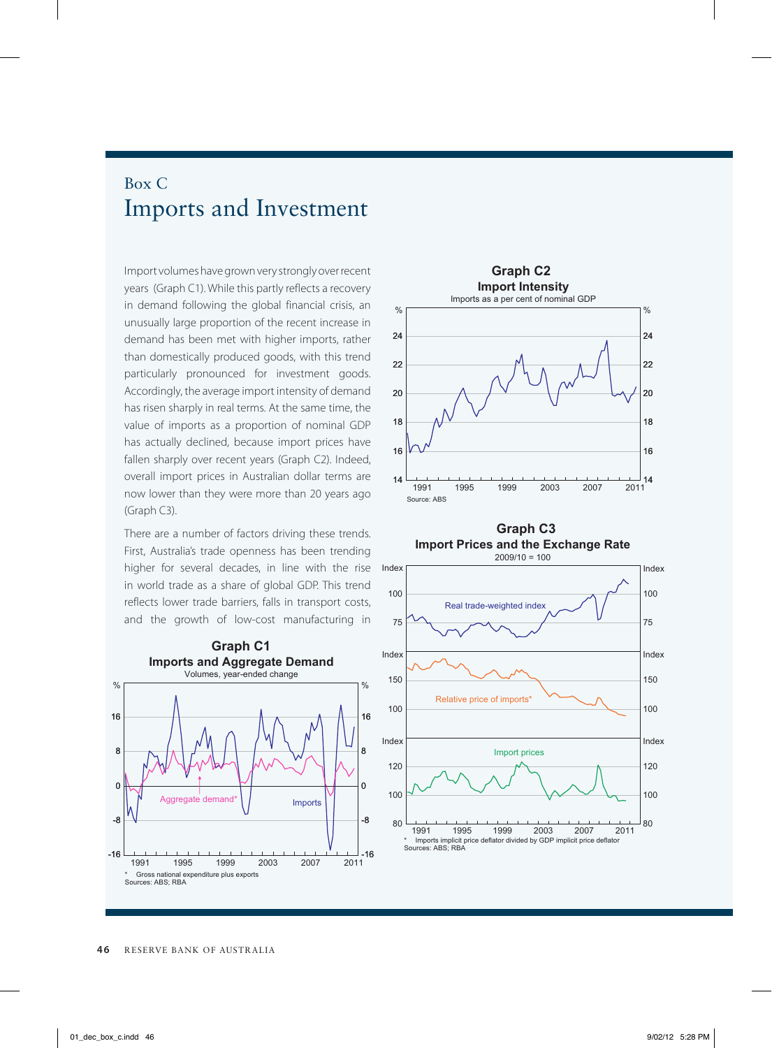Box C

# Imports and Investment

Import volumes have grown very strongly over recent years (Graph C1). While this partly reflects a recovery in demand following the global financial crisis, an unusually large proportion of the recent increase in demand has been met with higher imports, rather than domestically produced goods, with this trend particularly pronounced for investment goods. Accordingly, the average import intensity of demand has risen sharply in real terms. At the same time, the value of imports as a proportion of nominal GDP has actually declined, because import prices have fallen sharply over recent years (Graph C2). Indeed, overall import prices in Australian dollar terms are now lower than they were more than 20 years ago (Graph C3).

There are a number of factors driving these trends. First, Australia's trade openness has been trending higher for several decades, in line with the rise in world trade as a share of global GDP. This trend reflects lower trade barriers, falls in transport costs, and the growth of low-cost manufacturing in

**Graph C1**
**Imports and Aggregate Demand**
Volumes, year-ended change

\* Gross national expenditure plus exports
Sources: ABS; RBA

**Graph C2**
**Import Intensity**
Imports as a per cent of nominal GDP

Source: ABS

**Graph C3**
**Import Prices and the Exchange Rate**
2009/10 = 100

\* Imports implicit price deflator divided by GDP implicit price deflator
Sources: ABS; RBA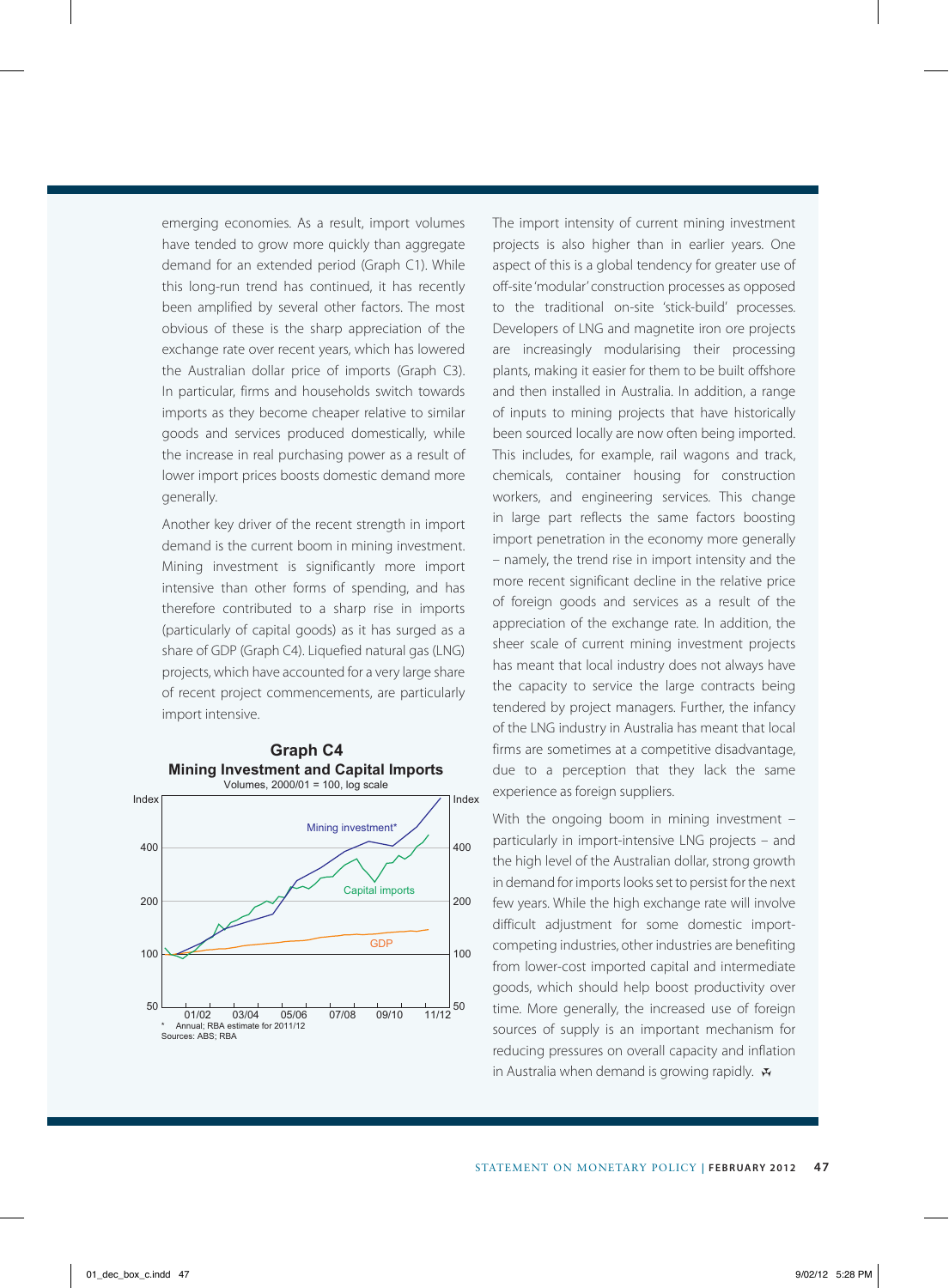emerging economies. As a result, import volumes have tended to grow more quickly than aggregate demand for an extended period (Graph C1). While this long-run trend has continued, it has recently been amplified by several other factors. The most obvious of these is the sharp appreciation of the exchange rate over recent years, which has lowered the Australian dollar price of imports (Graph C3). In particular, firms and households switch towards imports as they become cheaper relative to similar goods and services produced domestically, while the increase in real purchasing power as a result of lower import prices boosts domestic demand more generally.

Another key driver of the recent strength in import demand is the current boom in mining investment. Mining investment is significantly more import intensive than other forms of spending, and has therefore contributed to a sharp rise in imports (particularly of capital goods) as it has surged as a share of GDP (Graph C4). Liquefied natural gas (LNG) projects, which have accounted for a very large share of recent project commencements, are particularly import intensive.

**Graph C4**
**Mining Investment and Capital Imports**
Volumes, 2000/01 = 100, log scale

Index
400
200
100
50
Mining investment*
Capital imports
GDP
01/02 03/04 05/06 07/08 09/10 11/12

\* Annual; RBA estimate for 2011/12
Sources: ABS; RBA

The import intensity of current mining investment projects is also higher than in earlier years. One aspect of this is a global tendency for greater use of off-site 'modular' construction processes as opposed to the traditional on-site 'stick-build' processes. Developers of LNG and magnetite iron ore projects are increasingly modularising their processing plants, making it easier for them to be built offshore and then installed in Australia. In addition, a range of inputs to mining projects that have historically been sourced locally are now often being imported. This includes, for example, rail wagons and track, chemicals, container housing for construction workers, and engineering services. This change in large part reflects the same factors boosting import penetration in the economy more generally – namely, the trend rise in import intensity and the more recent significant decline in the relative price of foreign goods and services as a result of the appreciation of the exchange rate. In addition, the sheer scale of current mining investment projects has meant that local industry does not always have the capacity to service the large contracts being tendered by project managers. Further, the infancy of the LNG industry in Australia has meant that local firms are sometimes at a competitive disadvantage, due to a perception that they lack the same experience as foreign suppliers.

With the ongoing boom in mining investment – particularly in import-intensive LNG projects – and the high level of the Australian dollar, strong growth in demand for imports looks set to persist for the next few years. While the high exchange rate will involve difficult adjustment for some domestic import-competing industries, other industries are benefiting from lower-cost imported capital and intermediate goods, which should help boost productivity over time. More generally, the increased use of foreign sources of supply is an important mechanism for reducing pressures on overall capacity and inflation in Australia when demand is growing rapidly.